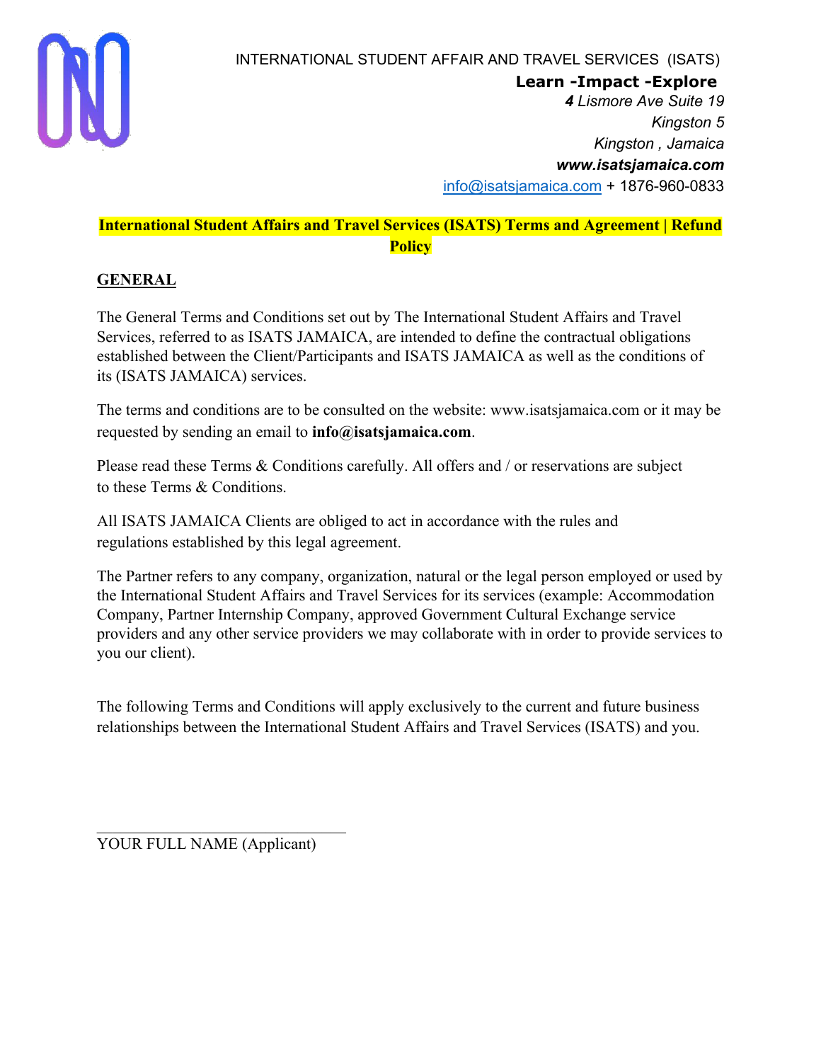INTERNATIONAL STUDENT AFFAIR AND TRAVEL SERVICES (ISATS)

**Learn -Impact -Explore**

*4 Lismore Ave Suite 19*
*Kingston 5*
*Kingston , Jamaica*
***www.isatsjamaica.com***
info@isatsjamaica.com + 1876-960-0833

## International Student Affairs and Travel Services (ISATS) Terms and Agreement | Refund Policy

### GENERAL

The General Terms and Conditions set out by The International Student Affairs and Travel Services, referred to as ISATS JAMAICA, are intended to define the contractual obligations established between the Client/Participants and ISATS JAMAICA as well as the conditions of its (ISATS JAMAICA) services.

The terms and conditions are to be consulted on the website: www.isatsjamaica.com or it may be requested by sending an email to **info@isatsjamaica.com**.

Please read these Terms & Conditions carefully. All offers and / or reservations are subject to these Terms & Conditions.

All ISATS JAMAICA Clients are obliged to act in accordance with the rules and regulations established by this legal agreement.

The Partner refers to any company, organization, natural or the legal person employed or used by the International Student Affairs and Travel Services for its services (example: Accommodation Company, Partner Internship Company, approved Government Cultural Exchange service providers and any other service providers we may collaborate with in order to provide services to you our client).

The following Terms and Conditions will apply exclusively to the current and future business relationships between the International Student Affairs and Travel Services (ISATS) and you.

\_\_\_\_\_\_\_\_\_\_\_\_\_\_\_\_\_\_\_\_\_\_\_\_\_\_\_\_\_\_
YOUR FULL NAME (Applicant)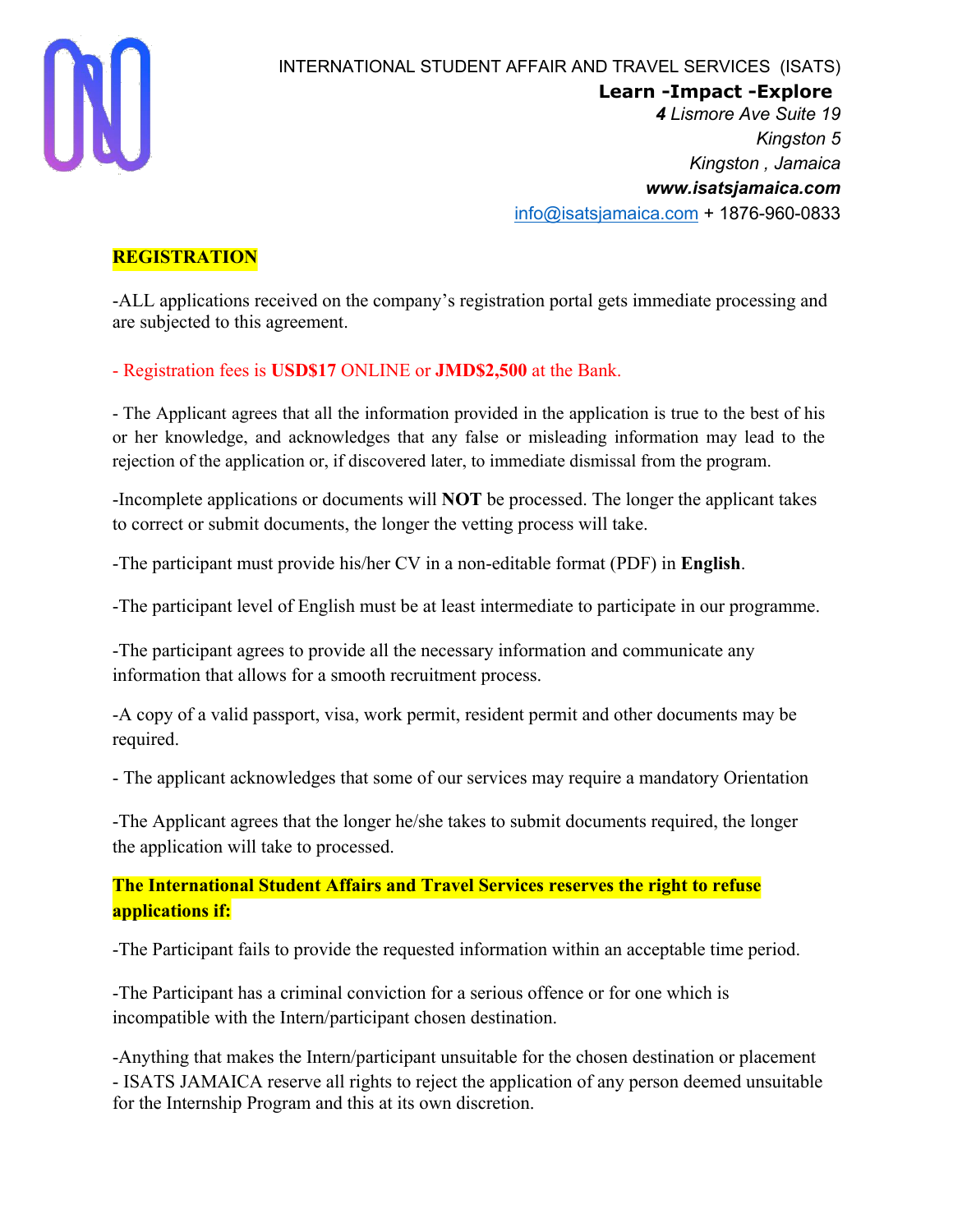INTERNATIONAL STUDENT AFFAIR AND TRAVEL SERVICES (ISATS)

**Learn -Impact -Explore**

***4** Lismore Ave Suite 19*
*Kingston 5*
*Kingston , Jamaica*
***www.isatsjamaica.com***
info@isatsjamaica.com + 1876-960-0833

## REGISTRATION

-ALL applications received on the company's registration portal gets immediate processing and are subjected to this agreement.

- Registration fees is **USD$17** ONLINE or **JMD$2,500** at the Bank.

- The Applicant agrees that all the information provided in the application is true to the best of his or her knowledge, and acknowledges that any false or misleading information may lead to the rejection of the application or, if discovered later, to immediate dismissal from the program.

-Incomplete applications or documents will **NOT** be processed. The longer the applicant takes to correct or submit documents, the longer the vetting process will take.

-The participant must provide his/her CV in a non-editable format (PDF) in **English**.

-The participant level of English must be at least intermediate to participate in our programme.

-The participant agrees to provide all the necessary information and communicate any information that allows for a smooth recruitment process.

-A copy of a valid passport, visa, work permit, resident permit and other documents may be required.

- The applicant acknowledges that some of our services may require a mandatory Orientation

-The Applicant agrees that the longer he/she takes to submit documents required, the longer the application will take to processed.

**The International Student Affairs and Travel Services reserves the right to refuse applications if:**

-The Participant fails to provide the requested information within an acceptable time period.

-The Participant has a criminal conviction for a serious offence or for one which is incompatible with the Intern/participant chosen destination.

-Anything that makes the Intern/participant unsuitable for the chosen destination or placement
- ISATS JAMAICA reserve all rights to reject the application of any person deemed unsuitable for the Internship Program and this at its own discretion.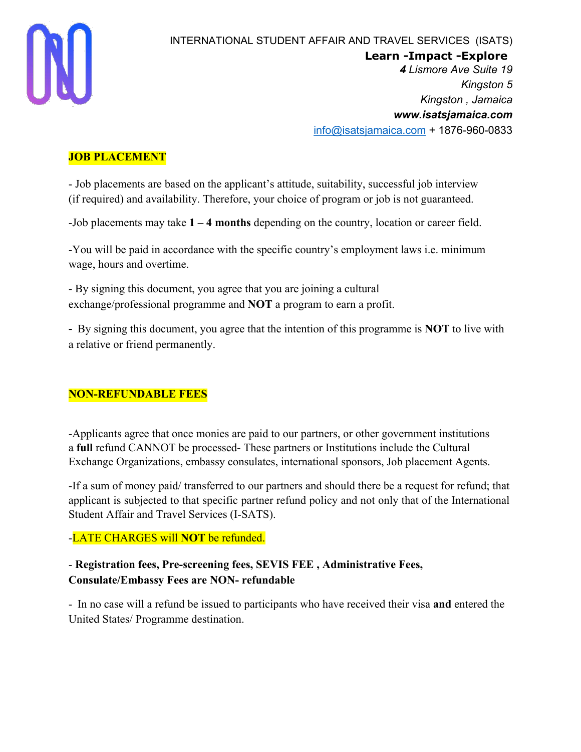INTERNATIONAL STUDENT AFFAIR AND TRAVEL SERVICES (ISATS)

**Learn -Impact -Explore**

*4 Lismore Ave Suite 19*
*Kingston 5*
*Kingston , Jamaica*
***www.isatsjamaica.com***
info@isatsjamaica.com + 1876-960-0833

## JOB PLACEMENT

- Job placements are based on the applicant's attitude, suitability, successful job interview (if required) and availability. Therefore, your choice of program or job is not guaranteed.

-Job placements may take **1 – 4 months** depending on the country, location or career field.

-You will be paid in accordance with the specific country's employment laws i.e. minimum wage, hours and overtime.

- By signing this document, you agree that you are joining a cultural exchange/professional programme and **NOT** a program to earn a profit.

- By signing this document, you agree that the intention of this programme is **NOT** to live with a relative or friend permanently.

## NON-REFUNDABLE FEES

-Applicants agree that once monies are paid to our partners, or other government institutions a **full** refund CANNOT be processed- These partners or Institutions include the Cultural Exchange Organizations, embassy consulates, international sponsors, Job placement Agents.

-If a sum of money paid/ transferred to our partners and should there be a request for refund; that applicant is subjected to that specific partner refund policy and not only that of the International Student Affair and Travel Services (I-SATS).

-LATE CHARGES will **NOT** be refunded.

- **Registration fees, Pre-screening fees, SEVIS FEE , Administrative Fees, Consulate/Embassy Fees are NON- refundable**

- In no case will a refund be issued to participants who have received their visa **and** entered the United States/ Programme destination.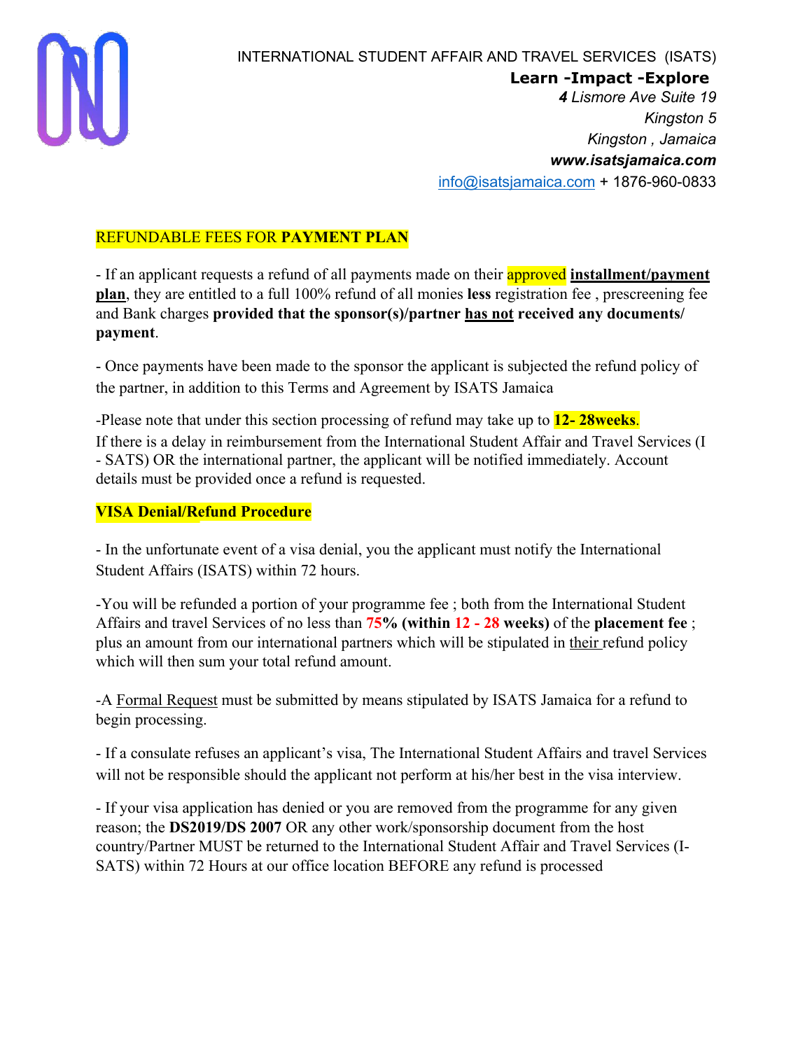INTERNATIONAL STUDENT AFFAIR AND TRAVEL SERVICES (ISATS)
**Learn -Impact -Explore**
*4 Lismore Ave Suite 19*
*Kingston 5*
*Kingston , Jamaica*
***www.isatsjamaica.com***
info@isatsjamaica.com + 1876-960-0833

## REFUNDABLE FEES FOR **PAYMENT PLAN**

- If an applicant requests a refund of all payments made on their approved **installment/payment plan**, they are entitled to a full 100% refund of all monies **less** registration fee , prescreening fee and Bank charges **provided that the sponsor(s)/partner has not received any documents/ payment**.

- Once payments have been made to the sponsor the applicant is subjected the refund policy of the partner, in addition to this Terms and Agreement by ISATS Jamaica

-Please note that under this section processing of refund may take up to **12- 28weeks**.
If there is a delay in reimbursement from the International Student Affair and Travel Services (I - SATS) OR the international partner, the applicant will be notified immediately. Account details must be provided once a refund is requested.

## **VISA Denial/Refund Procedure**

- In the unfortunate event of a visa denial, you the applicant must notify the International Student Affairs (ISATS) within 72 hours.

-You will be refunded a portion of your programme fee ; both from the International Student Affairs and travel Services of no less than **75% (within 12 - 28 weeks)** of the **placement fee** ; plus an amount from our international partners which will be stipulated in their refund policy which will then sum your total refund amount.

-A Formal Request must be submitted by means stipulated by ISATS Jamaica for a refund to begin processing.

- If a consulate refuses an applicant's visa, The International Student Affairs and travel Services will not be responsible should the applicant not perform at his/her best in the visa interview.

- If your visa application has denied or you are removed from the programme for any given reason; the **DS2019/DS 2007** OR any other work/sponsorship document from the host country/Partner MUST be returned to the International Student Affair and Travel Services (I-SATS) within 72 Hours at our office location BEFORE any refund is processed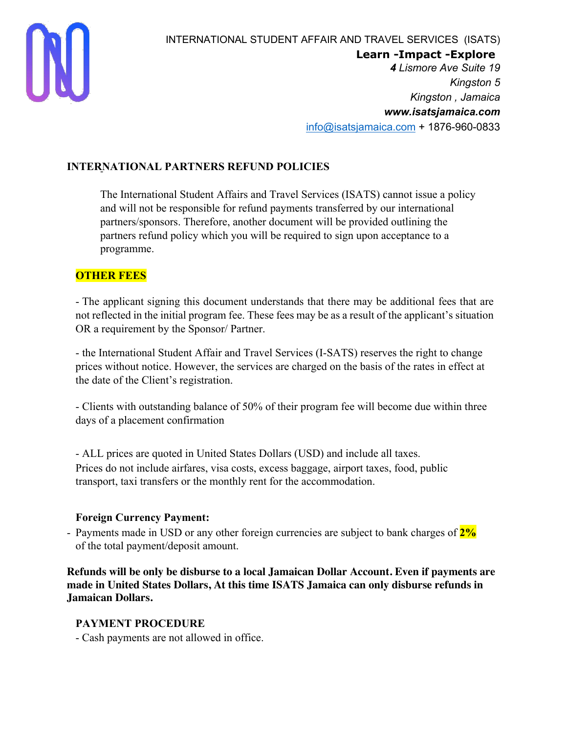INTERNATIONAL STUDENT AFFAIR AND TRAVEL SERVICES (ISATS)

**Learn -Impact -Explore**

*4 Lismore Ave Suite 19*
*Kingston 5*
*Kingston , Jamaica*
***www.isatsjamaica.com***
info@isatsjamaica.com + 1876-960-0833

## INTERNATIONAL PARTNERS REFUND POLICIES

The International Student Affairs and Travel Services (ISATS) cannot issue a policy and will not be responsible for refund payments transferred by our international partners/sponsors. Therefore, another document will be provided outlining the partners refund policy which you will be required to sign upon acceptance to a programme.

### OTHER FEES

- The applicant signing this document understands that there may be additional fees that are not reflected in the initial program fee. These fees may be as a result of the applicant's situation OR a requirement by the Sponsor/ Partner.

- the International Student Affair and Travel Services (I-SATS) reserves the right to change prices without notice. However, the services are charged on the basis of the rates in effect at the date of the Client's registration.

- Clients with outstanding balance of 50% of their program fee will become due within three days of a placement confirmation

- ALL prices are quoted in United States Dollars (USD) and include all taxes. Prices do not include airfares, visa costs, excess baggage, airport taxes, food, public transport, taxi transfers or the monthly rent for the accommodation.

**Foreign Currency Payment:**

- Payments made in USD or any other foreign currencies are subject to bank charges of **2%** of the total payment/deposit amount.

**Refunds will be only be disburse to a local Jamaican Dollar Account. Even if payments are made in United States Dollars, At this time ISATS Jamaica can only disburse refunds in Jamaican Dollars.**

**PAYMENT PROCEDURE**

- Cash payments are not allowed in office.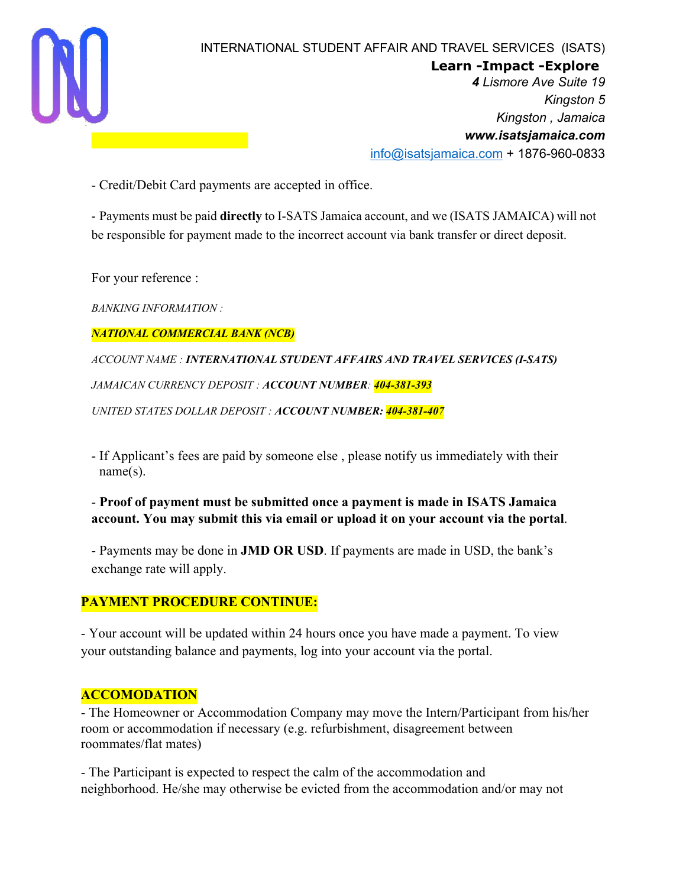INTERNATIONAL STUDENT AFFAIR AND TRAVEL SERVICES (ISATS)

**Learn -Impact -Explore**

***4** Lismore Ave Suite 19*

*Kingston 5*

*Kingston , Jamaica*

***www.isatsjamaica.com***

info@isatsjamaica.com + 1876-960-0833

- Credit/Debit Card payments are accepted in office.

- Payments must be paid **directly** to I-SATS Jamaica account, and we (ISATS JAMAICA) will not be responsible for payment made to the incorrect account via bank transfer or direct deposit.

For your reference :

*BANKING INFORMATION :*

***NATIONAL COMMERCIAL BANK (NCB)***

*ACCOUNT NAME :* ***INTERNATIONAL STUDENT AFFAIRS AND TRAVEL SERVICES (I-SATS)***

*JAMAICAN CURRENCY DEPOSIT :* ***ACCOUNT NUMBER****:* ***404-381-393***

*UNITED STATES DOLLAR DEPOSIT :* ***ACCOUNT NUMBER: 404-381-407***

- If Applicant's fees are paid by someone else , please notify us immediately with their name(s).

- **Proof of payment must be submitted once a payment is made in ISATS Jamaica account. You may submit this via email or upload it on your account via the portal**.

- Payments may be done in **JMD OR USD**. If payments are made in USD, the bank's exchange rate will apply.

**PAYMENT PROCEDURE CONTINUE:**

- Your account will be updated within 24 hours once you have made a payment. To view your outstanding balance and payments, log into your account via the portal.

**ACCOMODATION**

- The Homeowner or Accommodation Company may move the Intern/Participant from his/her room or accommodation if necessary (e.g. refurbishment, disagreement between roommates/flat mates)

- The Participant is expected to respect the calm of the accommodation and neighborhood. He/she may otherwise be evicted from the accommodation and/or may not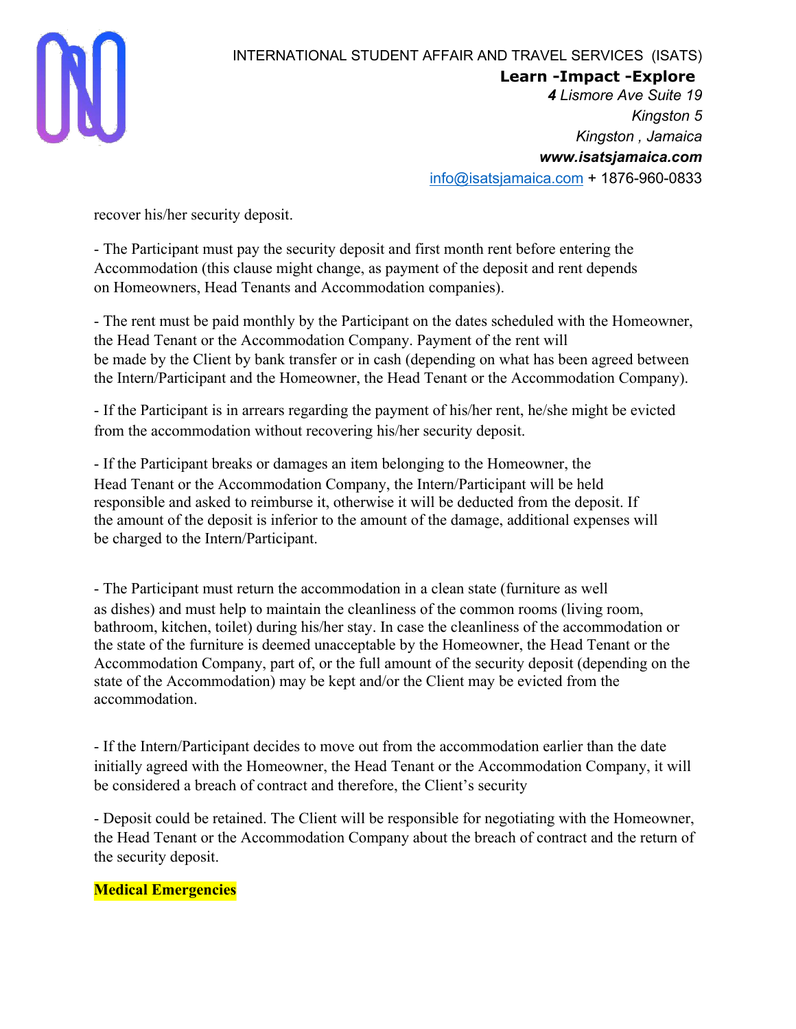recover his/her security deposit.

- The Participant must pay the security deposit and first month rent before entering the Accommodation (this clause might change, as payment of the deposit and rent depends on Homeowners, Head Tenants and Accommodation companies).

- The rent must be paid monthly by the Participant on the dates scheduled with the Homeowner, the Head Tenant or the Accommodation Company. Payment of the rent will be made by the Client by bank transfer or in cash (depending on what has been agreed between the Intern/Participant and the Homeowner, the Head Tenant or the Accommodation Company).

- If the Participant is in arrears regarding the payment of his/her rent, he/she might be evicted from the accommodation without recovering his/her security deposit.

- If the Participant breaks or damages an item belonging to the Homeowner, the Head Tenant or the Accommodation Company, the Intern/Participant will be held responsible and asked to reimburse it, otherwise it will be deducted from the deposit. If the amount of the deposit is inferior to the amount of the damage, additional expenses will be charged to the Intern/Participant.

- The Participant must return the accommodation in a clean state (furniture as well as dishes) and must help to maintain the cleanliness of the common rooms (living room, bathroom, kitchen, toilet) during his/her stay. In case the cleanliness of the accommodation or the state of the furniture is deemed unacceptable by the Homeowner, the Head Tenant or the Accommodation Company, part of, or the full amount of the security deposit (depending on the state of the Accommodation) may be kept and/or the Client may be evicted from the accommodation.

- If the Intern/Participant decides to move out from the accommodation earlier than the date initially agreed with the Homeowner, the Head Tenant or the Accommodation Company, it will be considered a breach of contract and therefore, the Client's security

- Deposit could be retained. The Client will be responsible for negotiating with the Homeowner, the Head Tenant or the Accommodation Company about the breach of contract and the return of the security deposit.

**Medical Emergencies**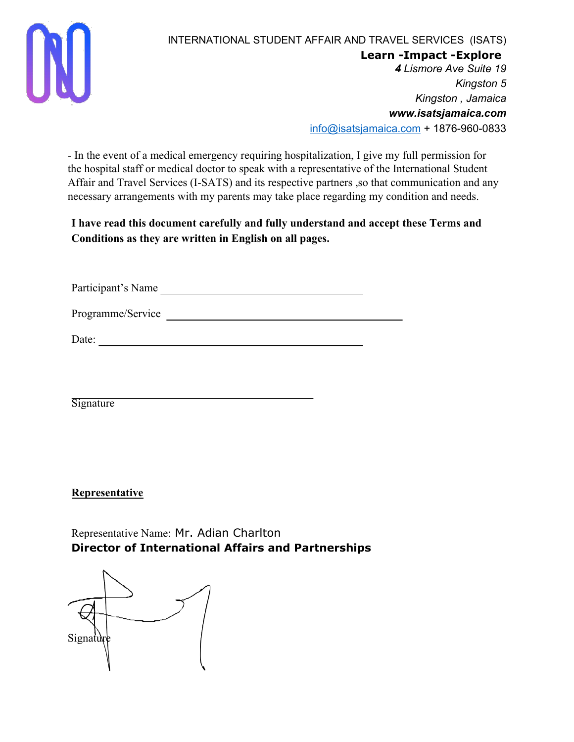INTERNATIONAL STUDENT AFFAIR AND TRAVEL SERVICES (ISATS)
**Learn -Impact -Explore**
***4** Lismore Ave Suite 19*
*Kingston 5*
*Kingston , Jamaica*
***www.isatsjamaica.com***
info@isatsjamaica.com + 1876-960-0833

- In the event of a medical emergency requiring hospitalization, I give my full permission for the hospital staff or medical doctor to speak with a representative of the International Student Affair and Travel Services (I-SATS) and its respective partners ,so that communication and any necessary arrangements with my parents may take place regarding my condition and needs.

**I have read this document carefully and fully understand and accept these Terms and Conditions as they are written in English on all pages.**

Participant's Name ______________________________

Programme/Service ______________________________

Date: ______________________________

______________________________
Signature

**Representative**

Representative Name: Mr. Adian Charlton
**Director of International Affairs and Partnerships**

Signature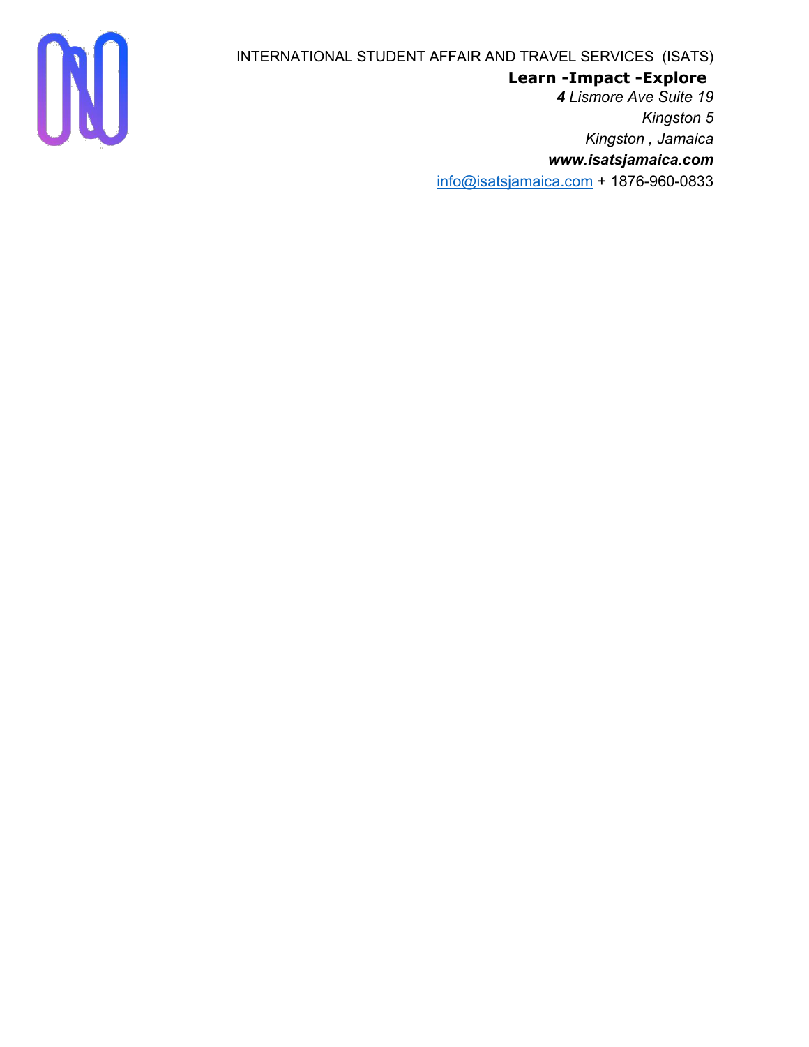INTERNATIONAL STUDENT AFFAIR AND TRAVEL SERVICES (ISATS)

**Learn -Impact -Explore**

***4*** *Lismore Ave Suite 19*

*Kingston 5*

*Kingston , Jamaica*

***www.isatsjamaica.com***

info@isatsjamaica.com + 1876-960-0833